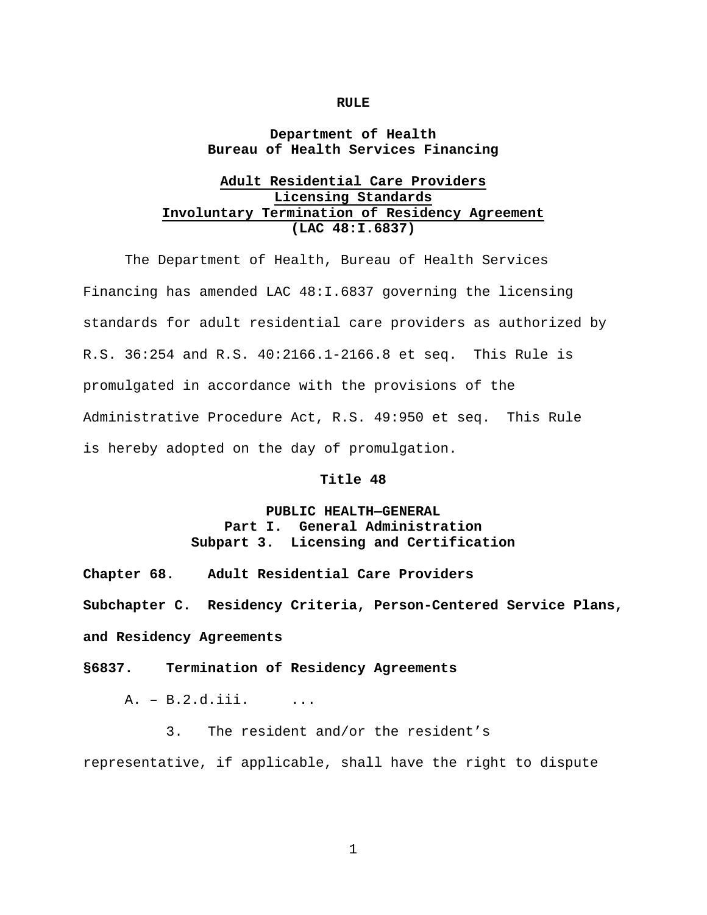**RULE**

**Department of Health**
**Bureau of Health Services Financing**

**Adult Residential Care Providers**
**Licensing Standards**
**Involuntary Termination of Residency Agreement**
**(LAC 48:I.6837)**

The Department of Health, Bureau of Health Services Financing has amended LAC 48:I.6837 governing the licensing standards for adult residential care providers as authorized by R.S. 36:254 and R.S. 40:2166.1-2166.8 et seq. This Rule is promulgated in accordance with the provisions of the Administrative Procedure Act, R.S. 49:950 et seq. This Rule is hereby adopted on the day of promulgation.

**Title 48**

**PUBLIC HEALTH—GENERAL**
**Part I. General Administration**
**Subpart 3. Licensing and Certification**

**Chapter 68. Adult Residential Care Providers**

**Subchapter C. Residency Criteria, Person-Centered Service Plans, and Residency Agreements**

**§6837. Termination of Residency Agreements**

A. – B.2.d.iii. ...

3. The resident and/or the resident's representative, if applicable, shall have the right to dispute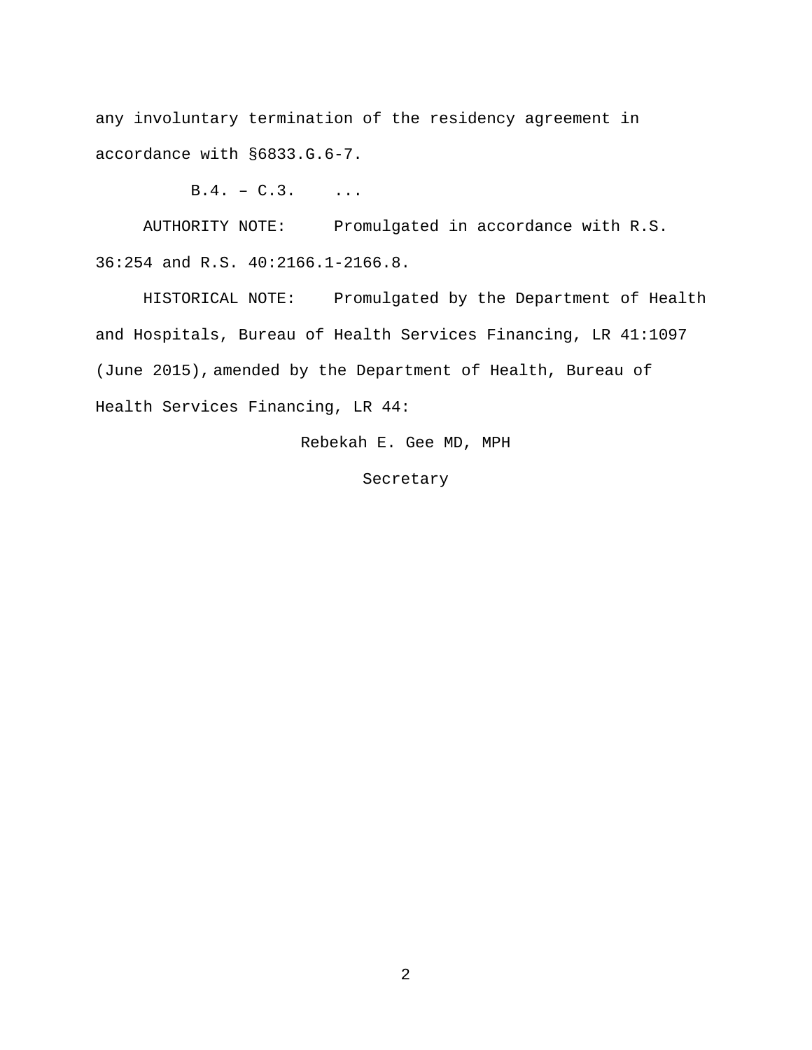any involuntary termination of the residency agreement in accordance with §6833.G.6-7.

B.4. – C.3. ...

AUTHORITY NOTE: Promulgated in accordance with R.S. 36:254 and R.S. 40:2166.1-2166.8.

HISTORICAL NOTE: Promulgated by the Department of Health and Hospitals, Bureau of Health Services Financing, LR 41:1097 (June 2015), amended by the Department of Health, Bureau of Health Services Financing, LR 44:

Rebekah E. Gee MD, MPH

Secretary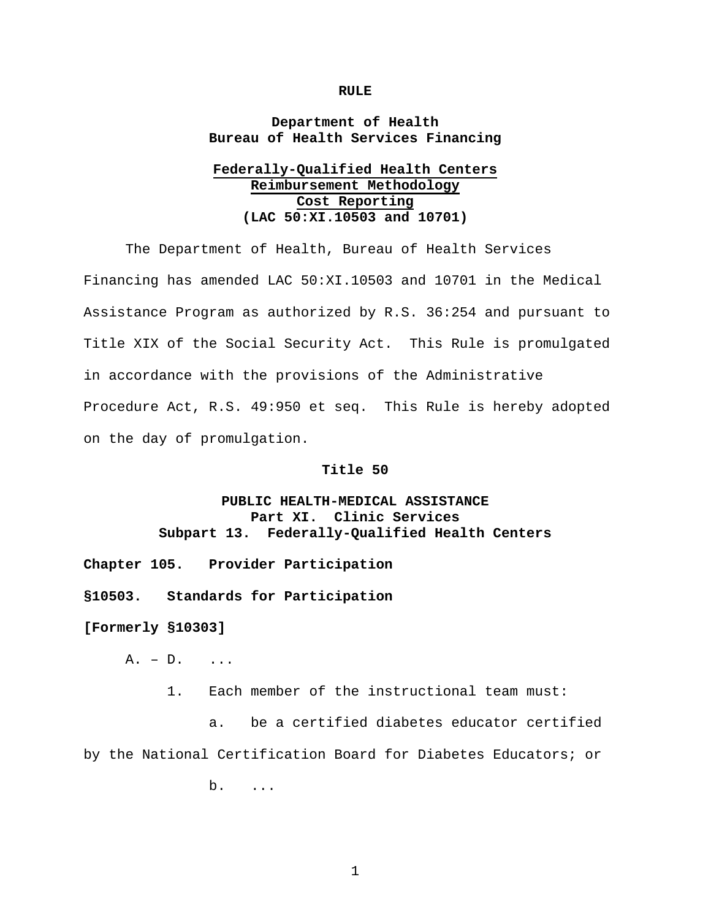**RULE**

**Department of Health**
**Bureau of Health Services Financing**

**Federally-Qualified Health Centers**
**Reimbursement Methodology**
**Cost Reporting**
**(LAC 50:XI.10503 and 10701)**

The Department of Health, Bureau of Health Services Financing has amended LAC 50:XI.10503 and 10701 in the Medical Assistance Program as authorized by R.S. 36:254 and pursuant to Title XIX of the Social Security Act. This Rule is promulgated in accordance with the provisions of the Administrative Procedure Act, R.S. 49:950 et seq. This Rule is hereby adopted on the day of promulgation.

**Title 50**

**PUBLIC HEALTH-MEDICAL ASSISTANCE**
**Part XI. Clinic Services**
**Subpart 13. Federally-Qualified Health Centers**

**Chapter 105. Provider Participation**

**§10503. Standards for Participation**

**[Formerly §10303]**

A. – D. ...

1. Each member of the instructional team must:

a. be a certified diabetes educator certified by the National Certification Board for Diabetes Educators; or

b. ...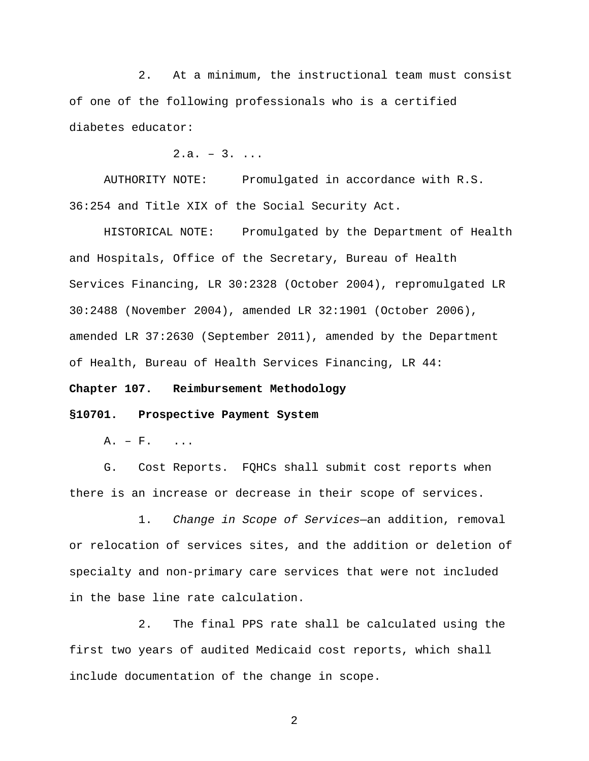2. At a minimum, the instructional team must consist of one of the following professionals who is a certified diabetes educator:

2.a. – 3. ...

AUTHORITY NOTE: Promulgated in accordance with R.S. 36:254 and Title XIX of the Social Security Act.

HISTORICAL NOTE: Promulgated by the Department of Health and Hospitals, Office of the Secretary, Bureau of Health Services Financing, LR 30:2328 (October 2004), repromulgated LR 30:2488 (November 2004), amended LR 32:1901 (October 2006), amended LR 37:2630 (September 2011), amended by the Department of Health, Bureau of Health Services Financing, LR 44:

**Chapter 107. Reimbursement Methodology**

**§10701. Prospective Payment System**

A. – F. ...

G. Cost Reports. FQHCs shall submit cost reports when there is an increase or decrease in their scope of services.

1. *Change in Scope of Services*—an addition, removal or relocation of services sites, and the addition or deletion of specialty and non-primary care services that were not included in the base line rate calculation.

2. The final PPS rate shall be calculated using the first two years of audited Medicaid cost reports, which shall include documentation of the change in scope.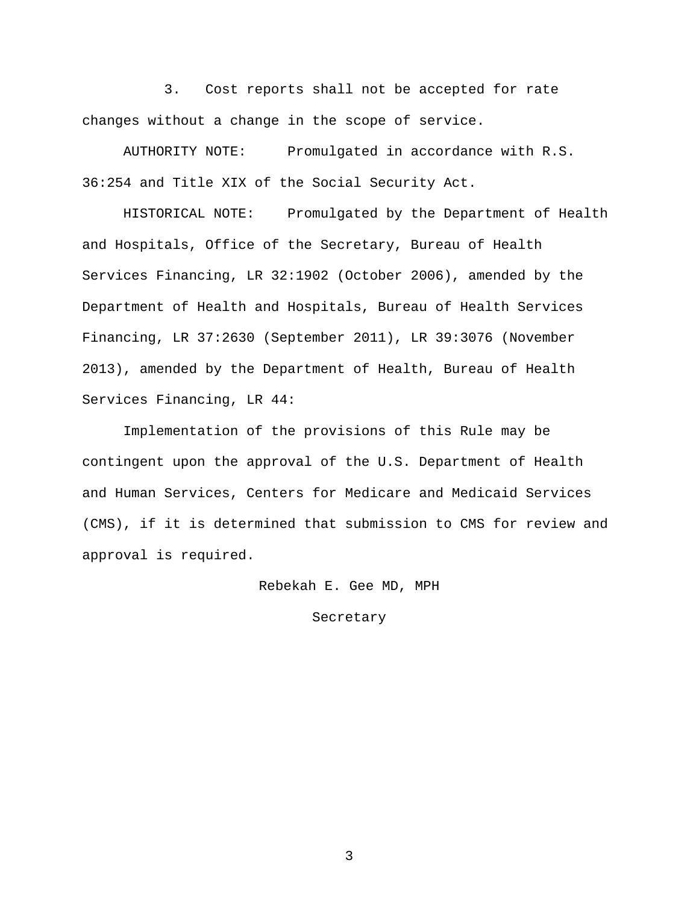3. Cost reports shall not be accepted for rate changes without a change in the scope of service.

AUTHORITY NOTE: Promulgated in accordance with R.S. 36:254 and Title XIX of the Social Security Act.

HISTORICAL NOTE: Promulgated by the Department of Health and Hospitals, Office of the Secretary, Bureau of Health Services Financing, LR 32:1902 (October 2006), amended by the Department of Health and Hospitals, Bureau of Health Services Financing, LR 37:2630 (September 2011), LR 39:3076 (November 2013), amended by the Department of Health, Bureau of Health Services Financing, LR 44:

Implementation of the provisions of this Rule may be contingent upon the approval of the U.S. Department of Health and Human Services, Centers for Medicare and Medicaid Services (CMS), if it is determined that submission to CMS for review and approval is required.

Rebekah E. Gee MD, MPH

Secretary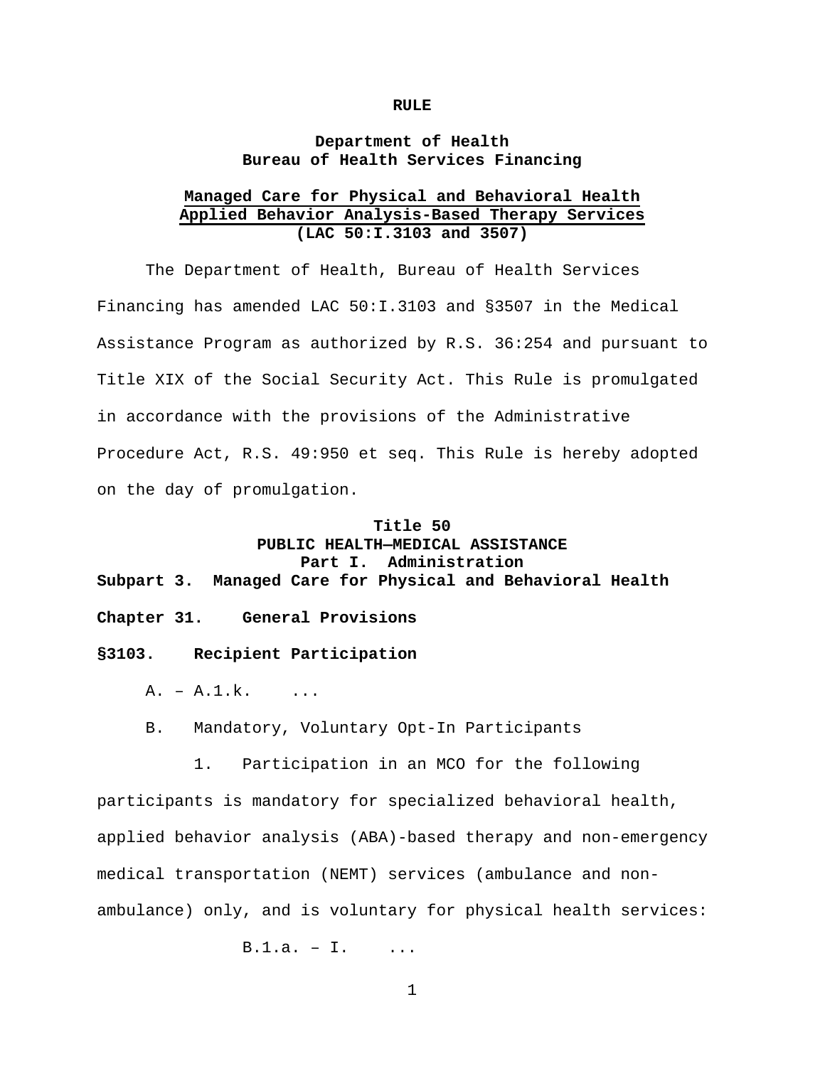**RULE**

**Department of Health**
**Bureau of Health Services Financing**

**Managed Care for Physical and Behavioral Health**
**Applied Behavior Analysis-Based Therapy Services**
**(LAC 50:I.3103 and 3507)**

The Department of Health, Bureau of Health Services Financing has amended LAC 50:I.3103 and §3507 in the Medical Assistance Program as authorized by R.S. 36:254 and pursuant to Title XIX of the Social Security Act. This Rule is promulgated in accordance with the provisions of the Administrative Procedure Act, R.S. 49:950 et seq. This Rule is hereby adopted on the day of promulgation.

**Title 50**
**PUBLIC HEALTH—MEDICAL ASSISTANCE**
**Part I. Administration**
**Subpart 3. Managed Care for Physical and Behavioral Health**

**Chapter 31. General Provisions**

**§3103. Recipient Participation**

A. – A.1.k. ...

B. Mandatory, Voluntary Opt-In Participants

1. Participation in an MCO for the following participants is mandatory for specialized behavioral health, applied behavior analysis (ABA)-based therapy and non-emergency medical transportation (NEMT) services (ambulance and non-ambulance) only, and is voluntary for physical health services:

B.1.a. – I. ...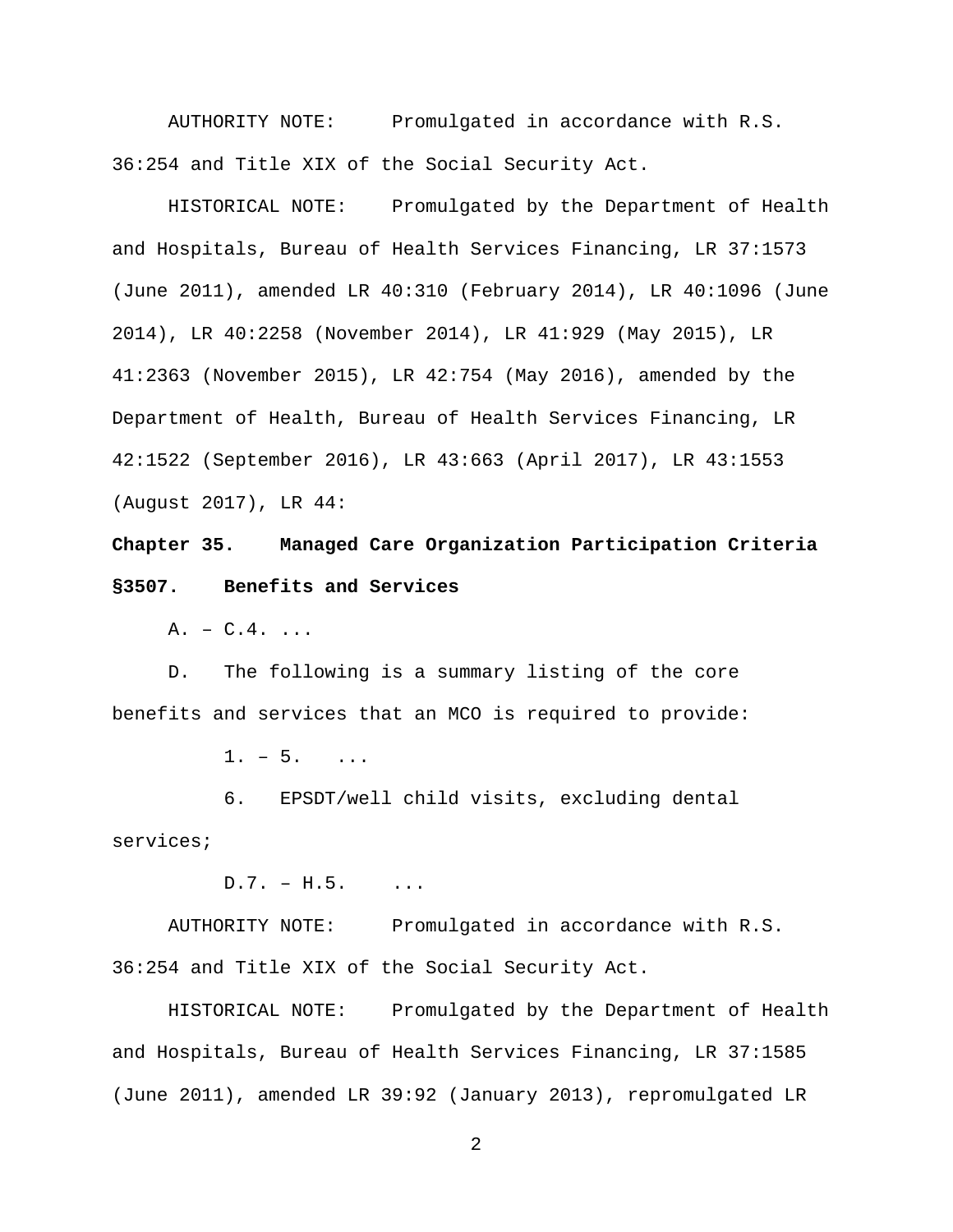AUTHORITY NOTE: Promulgated in accordance with R.S. 36:254 and Title XIX of the Social Security Act.

HISTORICAL NOTE: Promulgated by the Department of Health and Hospitals, Bureau of Health Services Financing, LR 37:1573 (June 2011), amended LR 40:310 (February 2014), LR 40:1096 (June 2014), LR 40:2258 (November 2014), LR 41:929 (May 2015), LR 41:2363 (November 2015), LR 42:754 (May 2016), amended by the Department of Health, Bureau of Health Services Financing, LR 42:1522 (September 2016), LR 43:663 (April 2017), LR 43:1553 (August 2017), LR 44:

**Chapter 35. Managed Care Organization Participation Criteria**

**§3507. Benefits and Services**

A. – C.4. ...

D. The following is a summary listing of the core benefits and services that an MCO is required to provide:

1. – 5. ...

6. EPSDT/well child visits, excluding dental services;

D.7. – H.5. ...

AUTHORITY NOTE: Promulgated in accordance with R.S. 36:254 and Title XIX of the Social Security Act.

HISTORICAL NOTE: Promulgated by the Department of Health and Hospitals, Bureau of Health Services Financing, LR 37:1585 (June 2011), amended LR 39:92 (January 2013), repromulgated LR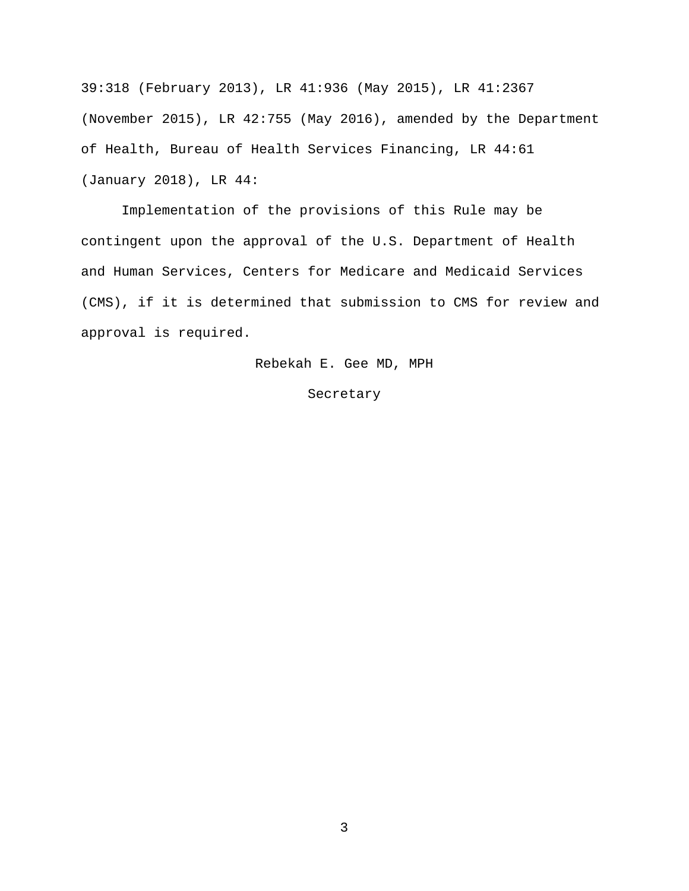39:318 (February 2013), LR 41:936 (May 2015), LR 41:2367 (November 2015), LR 42:755 (May 2016), amended by the Department of Health, Bureau of Health Services Financing, LR 44:61 (January 2018), LR 44:

Implementation of the provisions of this Rule may be contingent upon the approval of the U.S. Department of Health and Human Services, Centers for Medicare and Medicaid Services (CMS), if it is determined that submission to CMS for review and approval is required.

Rebekah E. Gee MD, MPH

Secretary